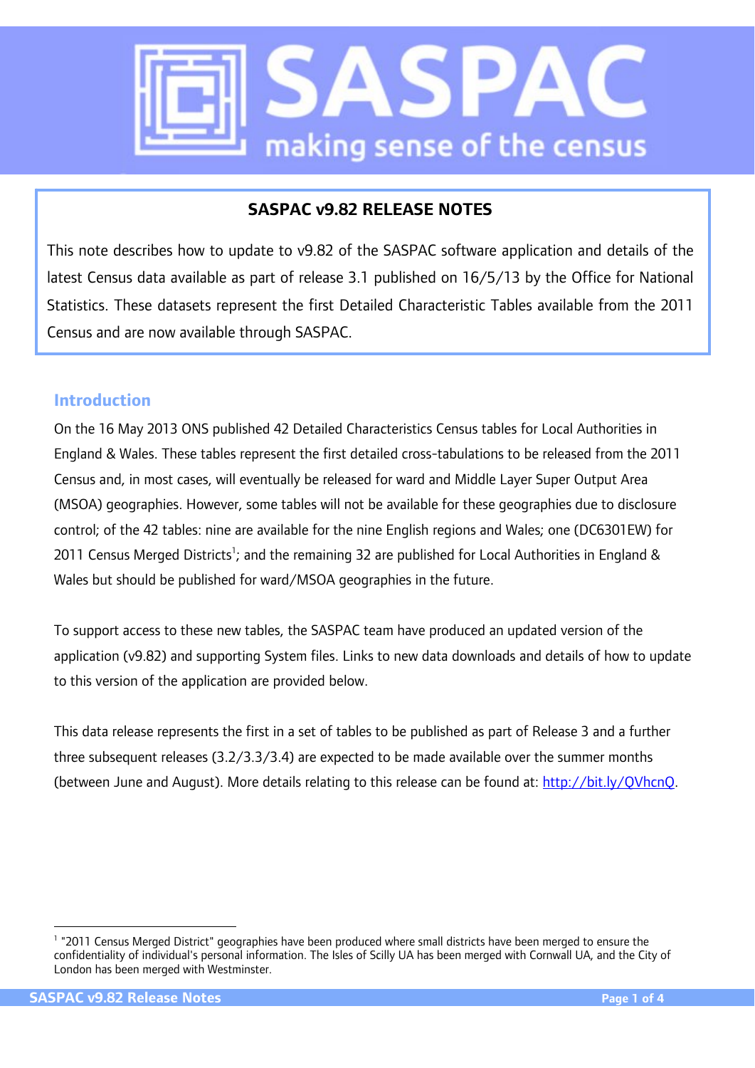# SASPAC

making sense of the census

## SASPAC v9.82 RELEASE NOTES

This note describes how to update to v9.82 of the SASPAC software application and details of the latest Census data available as part of release 3.1 published on 16/5/13 by the Office for National Statistics. These datasets represent the first Detailed Characteristic Tables available from the 2011 Census and are now available through SASPAC.

## Introduction

On the 16 May 2013 ONS published 42 Detailed Characteristics Census tables for Local Authorities in England & Wales. These tables represent the first detailed cross-tabulations to be released from the 2011 Census and, in most cases, will eventually be released for ward and Middle Layer Super Output Area (MSOA) geographies. However, some tables will not be available for these geographies due to disclosure control; of the 42 tables: nine are available for the nine English regions and Wales; one (DC6301EW) for 2011 Census Merged Districts[1]; and the remaining 32 are published for Local Authorities in England & Wales but should be published for ward/MSOA geographies in the future.

To support access to these new tables, the SASPAC team have produced an updated version of the application (v9.82) and supporting System files. Links to new data downloads and details of how to update to this version of the application are provided below.

This data release represents the first in a set of tables to be published as part of Release 3 and a further three subsequent releases (3.2/3.3/3.4) are expected to be made available over the summer months (between June and August). More details relating to this release can be found at: http://bit.ly/QVhcnQ.

---

[1] "2011 Census Merged District" geographies have been produced where small districts have been merged to ensure the confidentiality of individual's personal information. The Isles of Scilly UA has been merged with Cornwall UA, and the City of London has been merged with Westminster.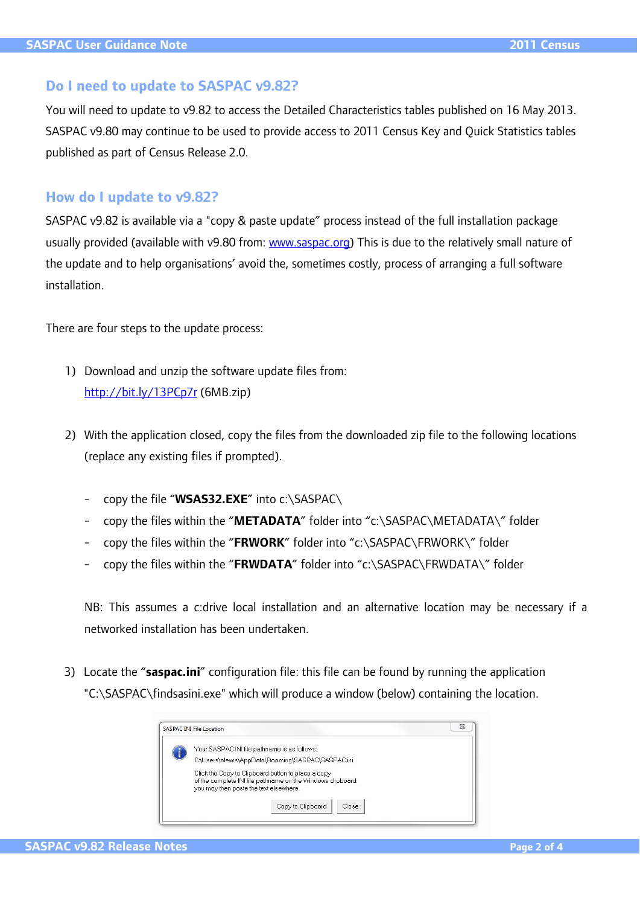## Do I need to update to SASPAC v9.82?

You will need to update to v9.82 to access the Detailed Characteristics tables published on 16 May 2013. SASPAC v9.80 may continue to be used to provide access to 2011 Census Key and Quick Statistics tables published as part of Census Release 2.0.

## How do I update to v9.82?

SASPAC v9.82 is available via a "copy & paste update" process instead of the full installation package usually provided (available with v9.80 from: [www.saspac.org](http://www.saspac.org)) This is due to the relatively small nature of the update and to help organisations' avoid the, sometimes costly, process of arranging a full software installation.

There are four steps to the update process:

1) Download and unzip the software update files from: [http://bit.ly/13PCp7r](http://bit.ly/13PCp7r) (6MB.zip)

2) With the application closed, copy the files from the downloaded zip file to the following locations (replace any existing files if prompted).

   - copy the file "**WSAS32.EXE**" into c:\SASPAC\
   - copy the files within the "**METADATA**" folder into "c:\SASPAC\METADATA\" folder
   - copy the files within the "**FRWORK**" folder into "c:\SASPAC\FRWORK\" folder
   - copy the files within the "**FRWDATA**" folder into "c:\SASPAC\FRWDATA\" folder

   NB: This assumes a c:drive local installation and an alternative location may be necessary if a networked installation has been undertaken.

3) Locate the "**saspac.ini**" configuration file: this file can be found by running the application "C:\SASPAC\findsasini.exe" which will produce a window (below) containing the location.

SASPAC INI File Location

Your SASPAC INI file pathname is as follows:
C:\Users\alewis\AppData\Roaming\SASPAC\SASPAC.ini

Click the Copy to Clipboard button to place a copy of the complete INI file pathname on the Windows clipboard: you may then paste the text elsewhere.

Copy to Clipboard | Close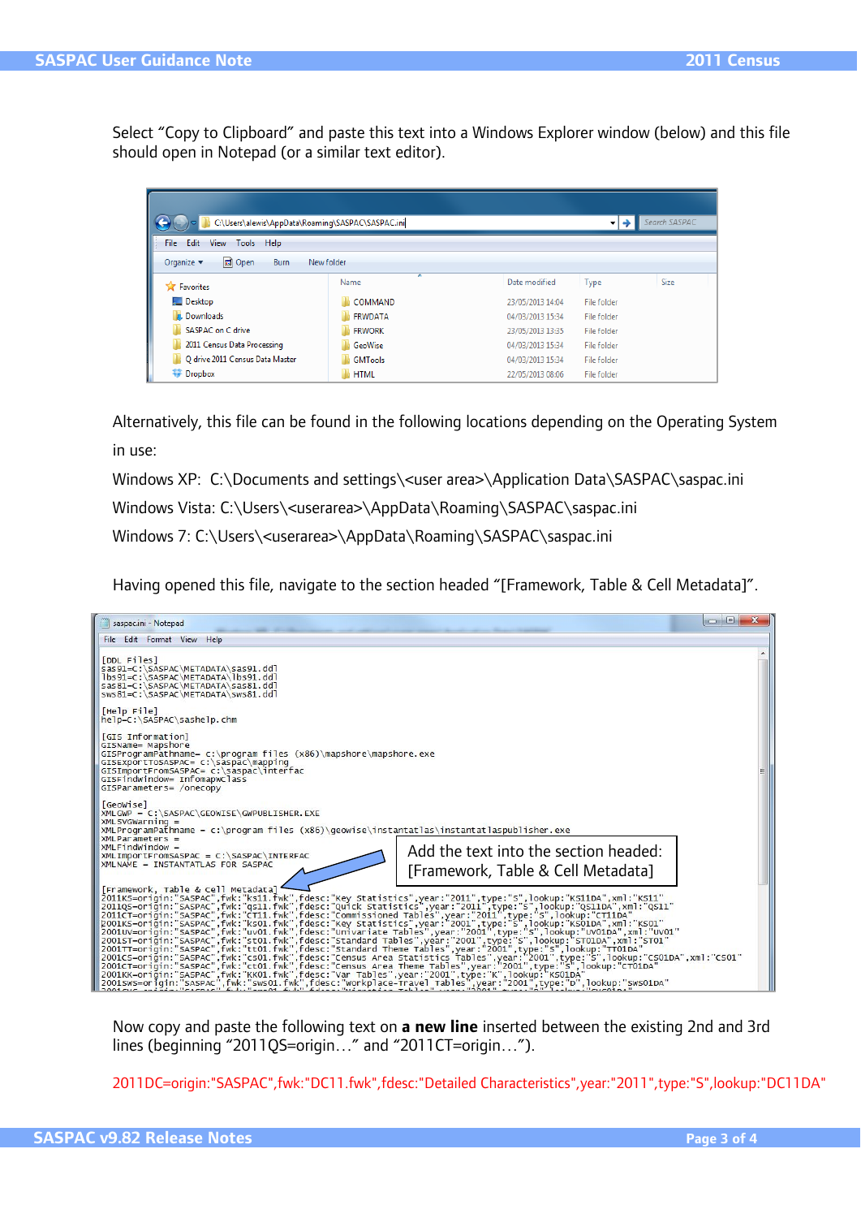Select “Copy to Clipboard” and paste this text into a Windows Explorer window (below) and this file should open in Notepad (or a similar text editor).

Alternatively, this file can be found in the following locations depending on the Operating System in use:

Windows XP: C:\Documents and settings\<user area>\Application Data\SASPAC\saspac.ini

Windows Vista: C:\Users\<userarea>\AppData\Roaming\SASPAC\saspac.ini

Windows 7: C:\Users\<userarea>\AppData\Roaming\SASPAC\saspac.ini

Having opened this file, navigate to the section headed “[Framework, Table & Cell Metadata]”.

Now copy and paste the following text on **a new line** inserted between the existing 2nd and 3rd lines (beginning “2011QS=origin…” and “2011CT=origin…”).

2011DC=origin:"SASPAC",fwk:"DC11.fwk",fdesc:"Detailed Characteristics",year:"2011",type:"S",lookup:"DC11DA"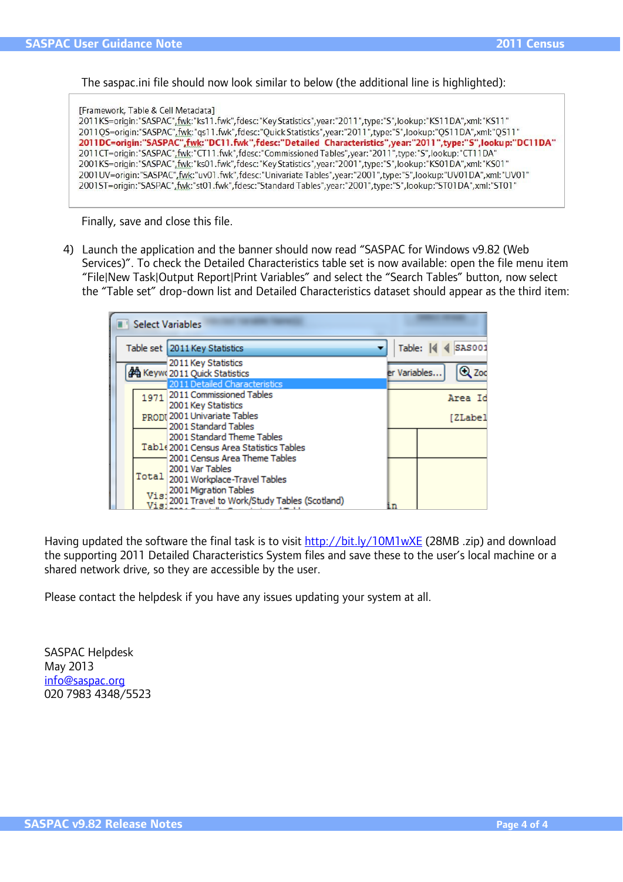The saspac.ini file should now look similar to below (the additional line is highlighted):

```
[Framework, Table & Cell Metadata]
2011KS=origin:"SASPAC",fwk:"ks11.fwk",fdesc:"Key Statistics",year:"2011",type:"S",lookup:"KS11DA",xml:"KS11"
2011QS=origin:"SASPAC",fwk:"qs11.fwk",fdesc:"Quick Statistics",year:"2011",type:"S",lookup:"QS11DA",xml:"QS11"
2011DC=origin:"SASPAC",fwk:"DC11.fwk",fdesc:"Detailed Characteristics",year:"2011",type:"S",lookup:"DC11DA"
2011CT=origin:"SASPAC",fwk:"CT11.fwk",fdesc:"Commissioned Tables",year:"2011",type:"S",lookup:"CT11DA"
2001KS=origin:"SASPAC",fwk:"ks01.fwk",fdesc:"Key Statistics",year:"2001",type:"S",lookup:"KS01DA",xml:"KS01"
2001UV=origin:"SASPAC",fwk:"uv01.fwk",fdesc:"Univariate Tables",year:"2001",type:"S",lookup:"UV01DA",xml:"UV01"
2001ST=origin:"SASPAC",fwk:"st01.fwk",fdesc:"Standard Tables",year:"2001",type:"S",lookup:"ST01DA",xml:"ST01"
```

Finally, save and close this file.

4) Launch the application and the banner should now read “SASPAC for Windows v9.82 (Web Services)”. To check the Detailed Characteristics table set is now available: open the file menu item “File|New Task|Output Report|Print Variables” and select the “Search Tables” button, now select the “Table set” drop-down list and Detailed Characteristics dataset should appear as the third item:

Having updated the software the final task is to visit http://bit.ly/10M1wXE (28MB .zip) and download the supporting 2011 Detailed Characteristics System files and save these to the user’s local machine or a shared network drive, so they are accessible by the user.

Please contact the helpdesk if you have any issues updating your system at all.

SASPAC Helpdesk  
May 2013  
info@saspac.org  
020 7983 4348/5523